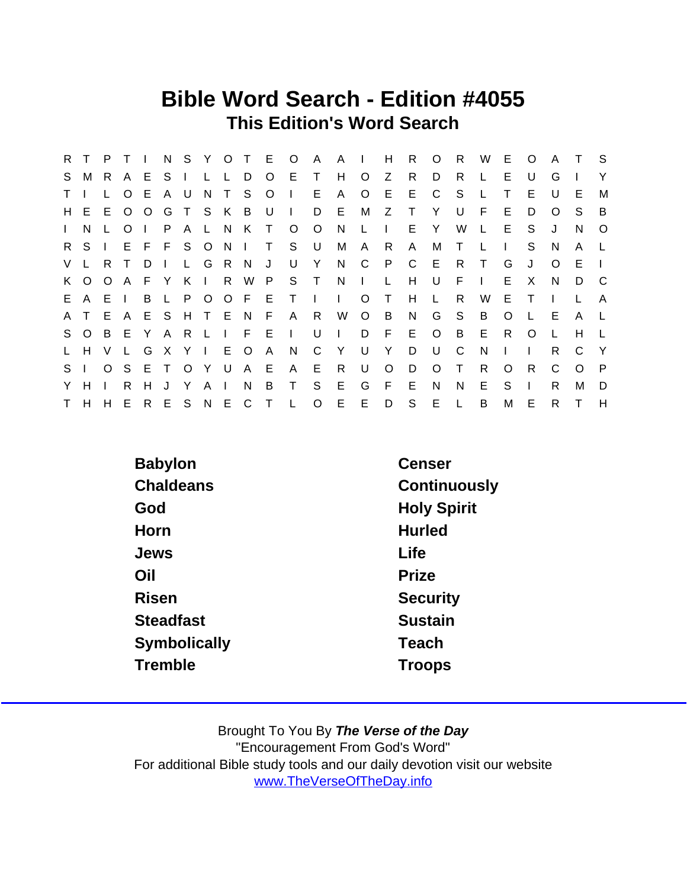# Bible Word Search - Edition #4055

## This Edition's Word Search

```
R T P T I N S Y O T E O A A I H R O R W E O A T S
S M R A E S I L L D O E T H O Z R D R L E U G I Y
T I L O E A U N T S O I E A O E E C S L T E U E M
H E E O O G T S K B U I D E M Z T Y U F E D O S B
I N L O I P A L N K T O O N L I E Y W L E S J N O
R S I E F F S O N I T S U M A R A M T L I S N A L
V L R T D I L G R N J U Y N C P C E R T G J O E I
K O O A F Y K I R W P S T N I L H U F I E X N D C
E A E I B L P O O F E T I I O T H L R W E T I L A
A T E A E S H T E N F A R W O B N G S B O L E A L
S O B E Y A R L I F E I U I D F E O B E R O L H L
L H V L G X Y I E O A N C Y U Y D U C N I I R C Y
S I O S E T O Y U A E A E R U O D O T R O R C O P
Y H I R H J Y A I N B T S E G F E N N E S I R M D
T H H E R E S N E C T L O E E D S E L B M E R T H
```

| | |
|---|---|
| Babylon | Censer |
| Chaldeans | Continuously |
| God | Holy Spirit |
| Horn | Hurled |
| Jews | Life |
| Oil | Prize |
| Risen | Security |
| Steadfast | Sustain |
| Symbolically | Teach |
| Tremble | Troops |

Brought To You By ***The Verse of the Day***
"Encouragement From God's Word"
For additional Bible study tools and our daily devotion visit our website
www.TheVerseOfTheDay.info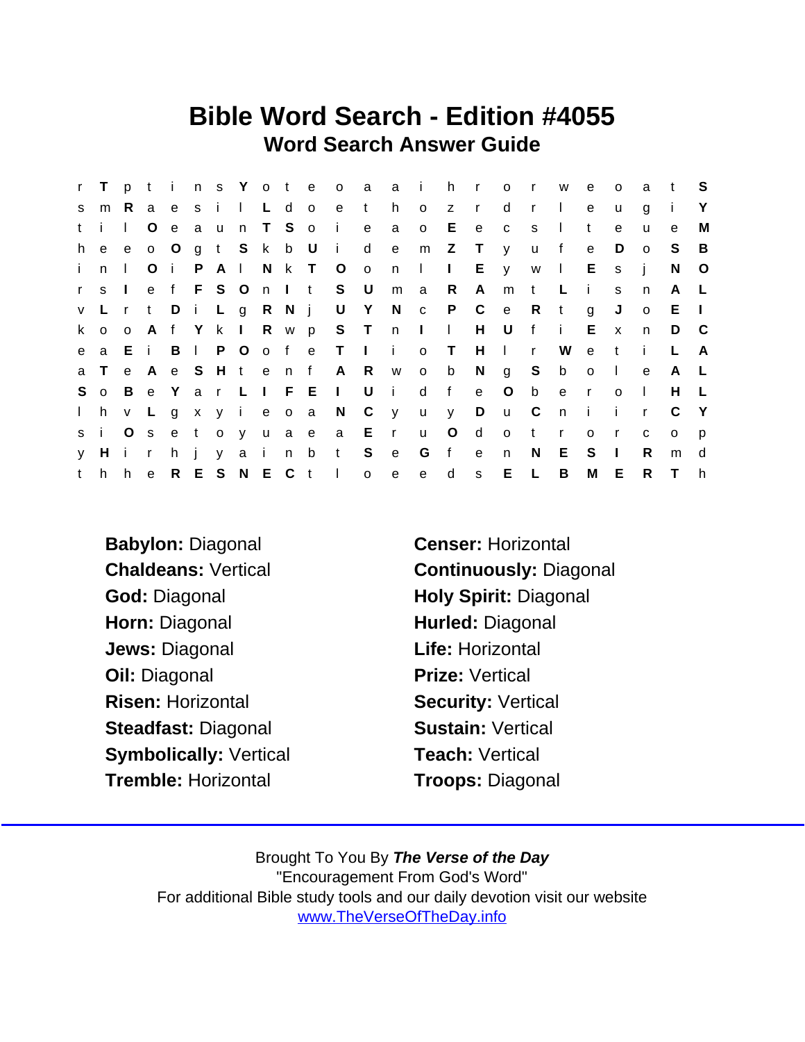# Bible Word Search - Edition #4055

## Word Search Answer Guide

```
r T p t i n s Y o t e o a a i h r o r w e o a t S
s m R a e s i l L d o e t h o z r d r l e u g i Y
t i l O e a u n T S o i e a o E e c s l t e u e M
h e e o O g t S k b U i d e m Z T y u f e D o S B
i n l O i P A l N k T O o n l I E y w l E s j N O
r s I e f F S O n I t S U m a R A m t L i s n A L
v L r t D i L g R N j U Y N c P C e R t g J o E I
k o o A f Y k I R w p S T n I l H U f i E x n D C
e a E i B l P O o f e T I i o T H l r W e t i L A
a T e A e S H t e n f A R w o b N g S b o l e A L
S o B e Y a r L I F E I U i d f e O b e r o l H L
l h v L g x y i e o a N C y u y D u C n i i r C Y
s i O s e t o y u a e a E r u O d o t r o r c o p
y H i r h j y a i n b t S e G f e n N E S I R m d
t h h e R E S N E C t l o e e d s E L B M E R T h
```

**Babylon:** Diagonal
**Chaldeans:** Vertical
**God:** Diagonal
**Horn:** Diagonal
**Jews:** Diagonal
**Oil:** Diagonal
**Risen:** Horizontal
**Steadfast:** Diagonal
**Symbolically:** Vertical
**Tremble:** Horizontal
**Censer:** Horizontal
**Continuously:** Diagonal
**Holy Spirit:** Diagonal
**Hurled:** Diagonal
**Life:** Horizontal
**Prize:** Vertical
**Security:** Vertical
**Sustain:** Vertical
**Teach:** Vertical
**Troops:** Diagonal

Brought To You By ***The Verse of the Day***
"Encouragement From God's Word"
For additional Bible study tools and our daily devotion visit our website
www.TheVerseOfTheDay.info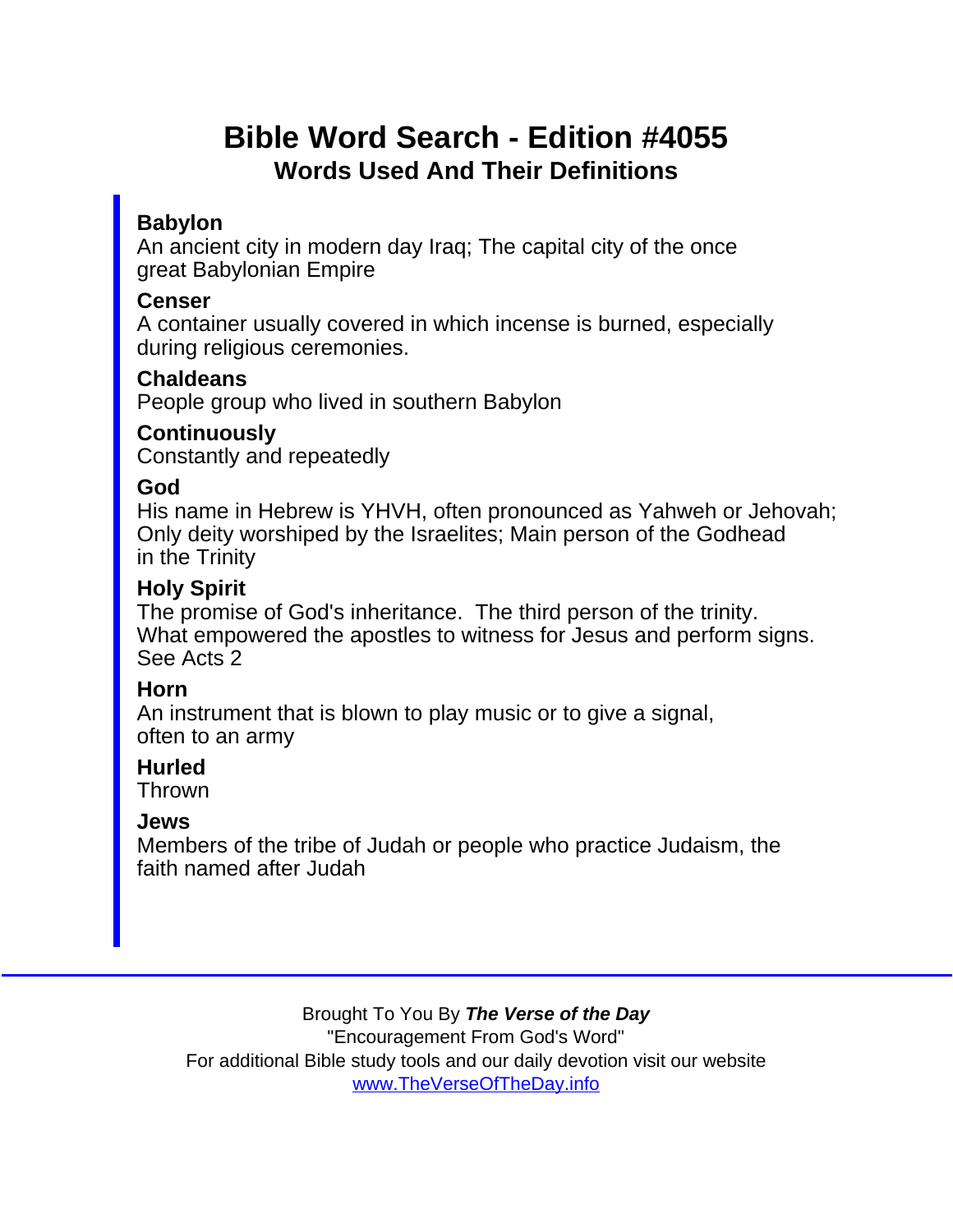# Bible Word Search - Edition #4055

## Words Used And Their Definitions

**Babylon**
An ancient city in modern day Iraq; The capital city of the once great Babylonian Empire

**Censer**
A container usually covered in which incense is burned, especially during religious ceremonies.

**Chaldeans**
People group who lived in southern Babylon

**Continuously**
Constantly and repeatedly

**God**
His name in Hebrew is YHVH, often pronounced as Yahweh or Jehovah; Only deity worshiped by the Israelites; Main person of the Godhead in the Trinity

**Holy Spirit**
The promise of God's inheritance. The third person of the trinity. What empowered the apostles to witness for Jesus and perform signs. See Acts 2

**Horn**
An instrument that is blown to play music or to give a signal, often to an army

**Hurled**
Thrown

**Jews**
Members of the tribe of Judah or people who practice Judaism, the faith named after Judah

---

Brought To You By ***The Verse of the Day***
"Encouragement From God's Word"
For additional Bible study tools and our daily devotion visit our website
www.TheVerseOfTheDay.info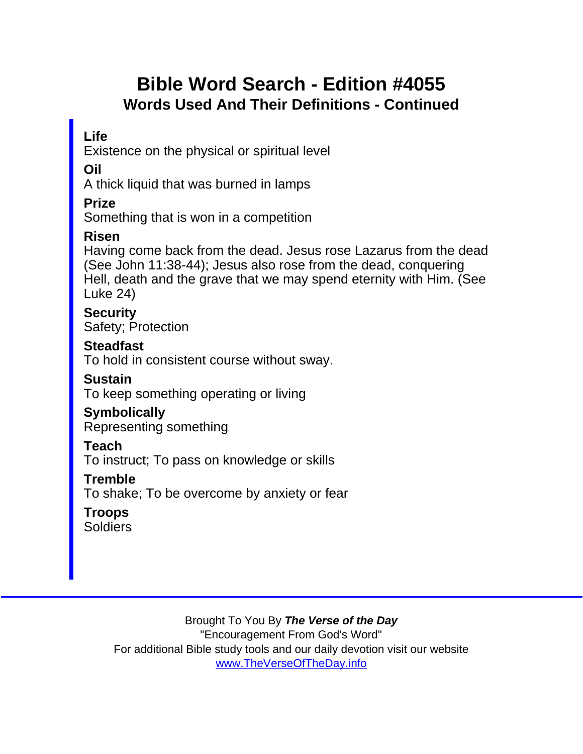# Bible Word Search - Edition #4055

## Words Used And Their Definitions - Continued

**Life**
Existence on the physical or spiritual level

**Oil**
A thick liquid that was burned in lamps

**Prize**
Something that is won in a competition

**Risen**
Having come back from the dead. Jesus rose Lazarus from the dead (See John 11:38-44); Jesus also rose from the dead, conquering Hell, death and the grave that we may spend eternity with Him. (See Luke 24)

**Security**
Safety; Protection

**Steadfast**
To hold in consistent course without sway.

**Sustain**
To keep something operating or living

**Symbolically**
Representing something

**Teach**
To instruct; To pass on knowledge or skills

**Tremble**
To shake; To be overcome by anxiety or fear

**Troops**
Soldiers

---

Brought To You By ***The Verse of the Day***
"Encouragement From God's Word"
For additional Bible study tools and our daily devotion visit our website
[www.TheVerseOfTheDay.info](http://www.TheVerseOfTheDay.info)